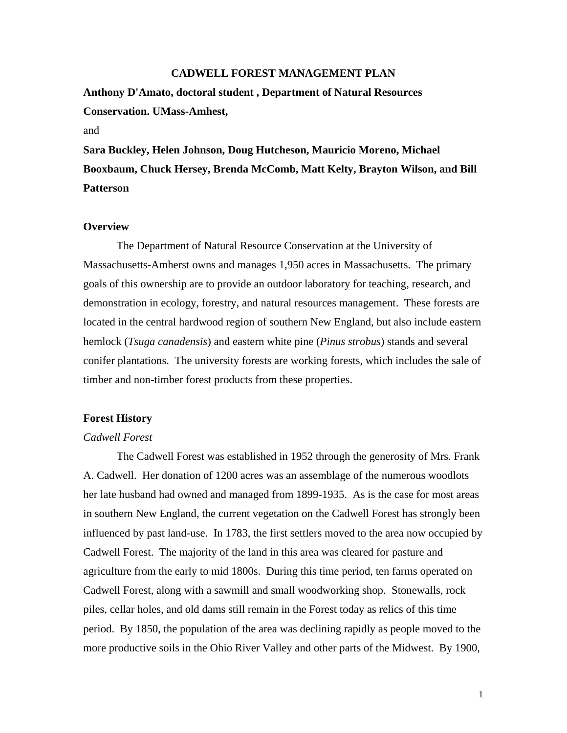# CADWELL FOREST MANAGEMENT PLAN

**Anthony D'Amato, doctoral student , Department of Natural Resources Conservation. UMass-Amhest,**

and

**Sara Buckley, Helen Johnson, Doug Hutcheson, Mauricio Moreno, Michael Booxbaum, Chuck Hersey, Brenda McComb, Matt Kelty, Brayton Wilson, and Bill Patterson**

## Overview

The Department of Natural Resource Conservation at the University of Massachusetts-Amherst owns and manages 1,950 acres in Massachusetts. The primary goals of this ownership are to provide an outdoor laboratory for teaching, research, and demonstration in ecology, forestry, and natural resources management. These forests are located in the central hardwood region of southern New England, but also include eastern hemlock (*Tsuga canadensis*) and eastern white pine (*Pinus strobus*) stands and several conifer plantations. The university forests are working forests, which includes the sale of timber and non-timber forest products from these properties.

## Forest History

### *Cadwell Forest*

The Cadwell Forest was established in 1952 through the generosity of Mrs. Frank A. Cadwell. Her donation of 1200 acres was an assemblage of the numerous woodlots her late husband had owned and managed from 1899-1935. As is the case for most areas in southern New England, the current vegetation on the Cadwell Forest has strongly been influenced by past land-use. In 1783, the first settlers moved to the area now occupied by Cadwell Forest. The majority of the land in this area was cleared for pasture and agriculture from the early to mid 1800s. During this time period, ten farms operated on Cadwell Forest, along with a sawmill and small woodworking shop. Stonewalls, rock piles, cellar holes, and old dams still remain in the Forest today as relics of this time period. By 1850, the population of the area was declining rapidly as people moved to the more productive soils in the Ohio River Valley and other parts of the Midwest. By 1900,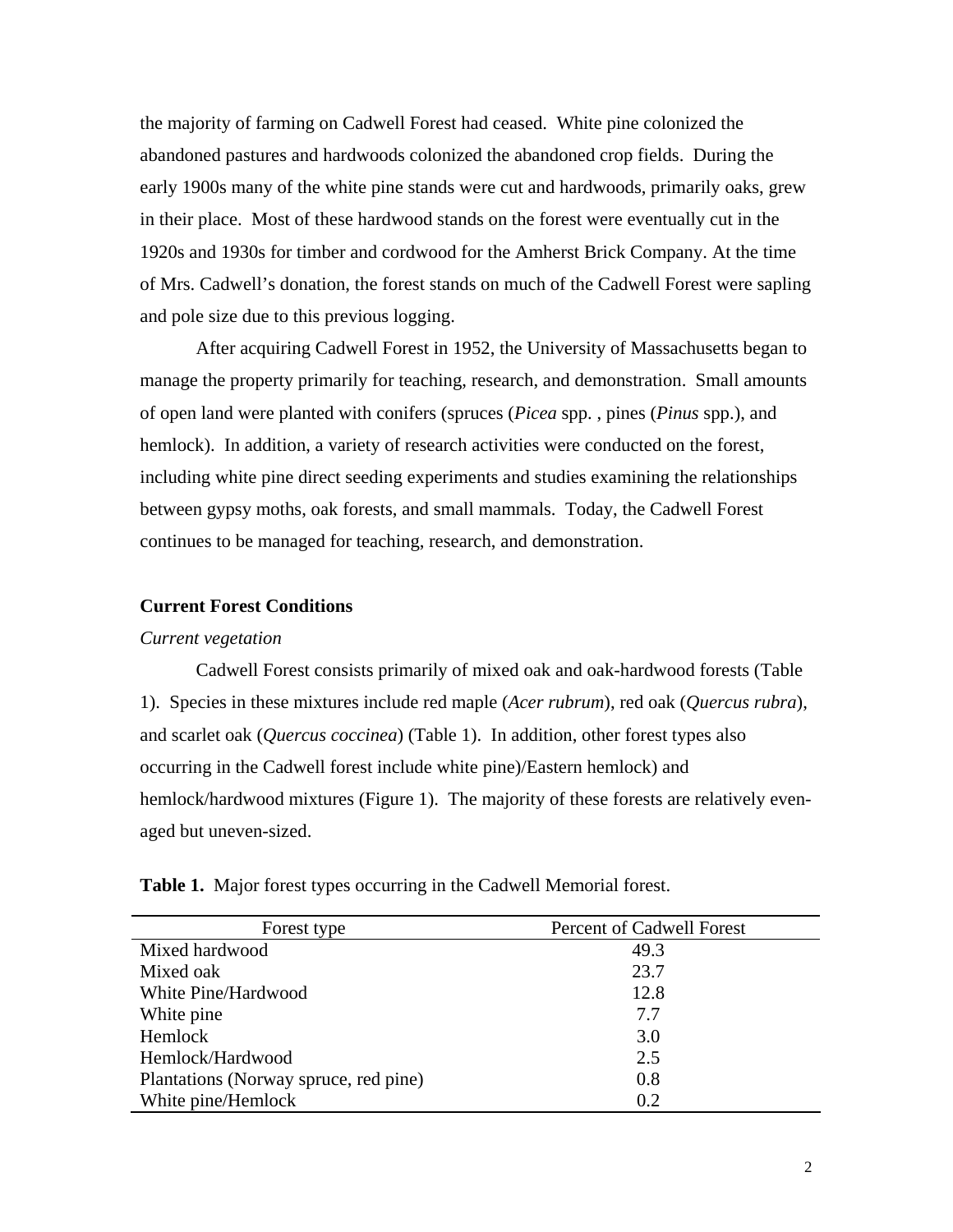the majority of farming on Cadwell Forest had ceased. White pine colonized the abandoned pastures and hardwoods colonized the abandoned crop fields. During the early 1900s many of the white pine stands were cut and hardwoods, primarily oaks, grew in their place. Most of these hardwood stands on the forest were eventually cut in the 1920s and 1930s for timber and cordwood for the Amherst Brick Company. At the time of Mrs. Cadwell's donation, the forest stands on much of the Cadwell Forest were sapling and pole size due to this previous logging.

After acquiring Cadwell Forest in 1952, the University of Massachusetts began to manage the property primarily for teaching, research, and demonstration. Small amounts of open land were planted with conifers (spruces (*Picea* spp. , pines (*Pinus* spp.), and hemlock). In addition, a variety of research activities were conducted on the forest, including white pine direct seeding experiments and studies examining the relationships between gypsy moths, oak forests, and small mammals. Today, the Cadwell Forest continues to be managed for teaching, research, and demonstration.

**Current Forest Conditions**

*Current vegetation*

Cadwell Forest consists primarily of mixed oak and oak-hardwood forests (Table 1). Species in these mixtures include red maple (*Acer rubrum*), red oak (*Quercus rubra*), and scarlet oak (*Quercus coccinea*) (Table 1). In addition, other forest types also occurring in the Cadwell forest include white pine)/Eastern hemlock) and hemlock/hardwood mixtures (Figure 1). The majority of these forests are relatively even-aged but uneven-sized.

**Table 1.** Major forest types occurring in the Cadwell Memorial forest.

| Forest type | Percent of Cadwell Forest |
|---|---|
| Mixed hardwood | 49.3 |
| Mixed oak | 23.7 |
| White Pine/Hardwood | 12.8 |
| White pine | 7.7 |
| Hemlock | 3.0 |
| Hemlock/Hardwood | 2.5 |
| Plantations (Norway spruce, red pine) | 0.8 |
| White pine/Hemlock | 0.2 |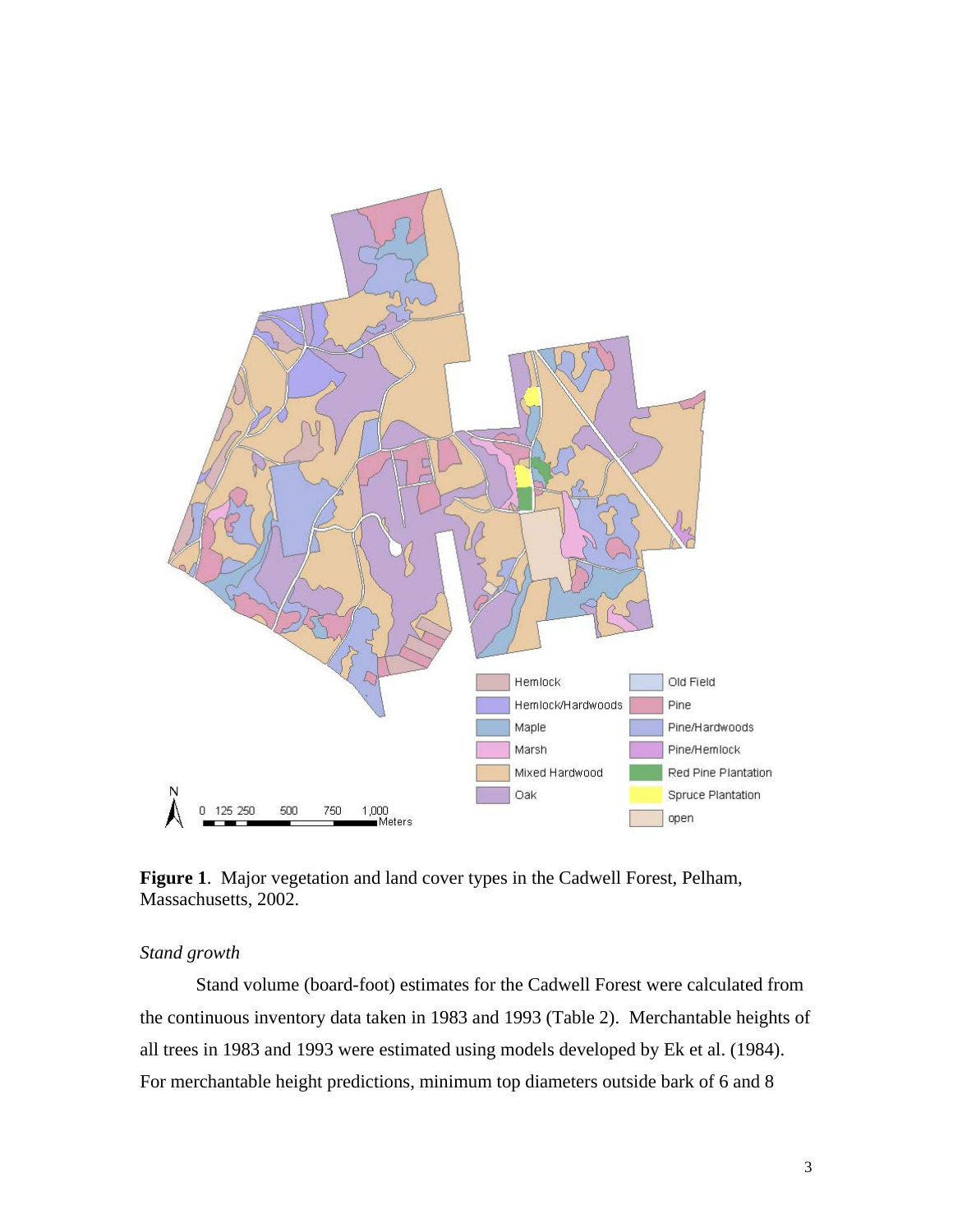**Figure 1**. Major vegetation and land cover types in the Cadwell Forest, Pelham, Massachusetts, 2002.

*Stand growth*

Stand volume (board-foot) estimates for the Cadwell Forest were calculated from the continuous inventory data taken in 1983 and 1993 (Table 2). Merchantable heights of all trees in 1983 and 1993 were estimated using models developed by Ek et al. (1984). For merchantable height predictions, minimum top diameters outside bark of 6 and 8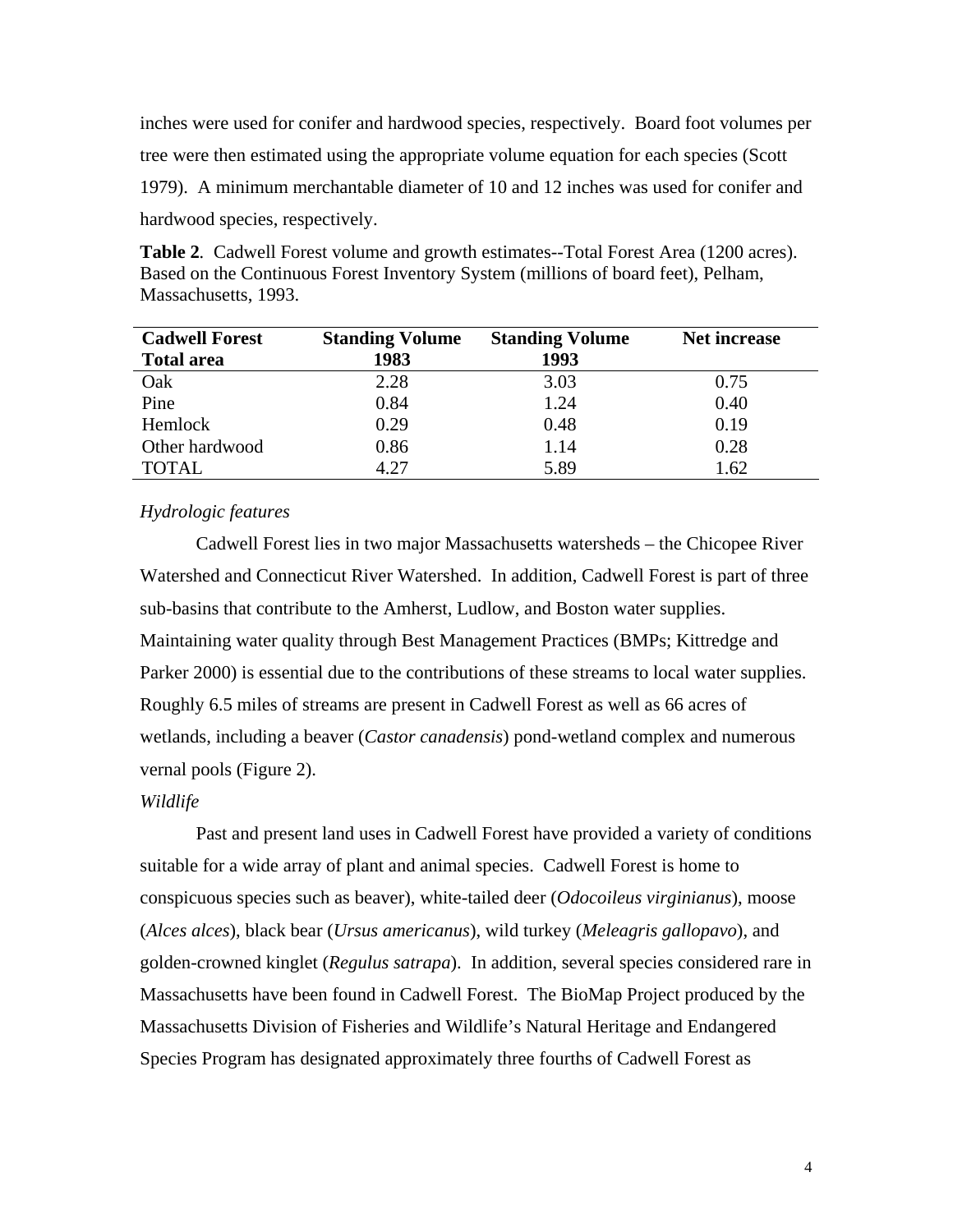inches were used for conifer and hardwood species, respectively. Board foot volumes per tree were then estimated using the appropriate volume equation for each species (Scott 1979). A minimum merchantable diameter of 10 and 12 inches was used for conifer and hardwood species, respectively.

**Table 2**. Cadwell Forest volume and growth estimates--Total Forest Area (1200 acres). Based on the Continuous Forest Inventory System (millions of board feet), Pelham, Massachusetts, 1993.

| Cadwell Forest Total area | Standing Volume 1983 | Standing Volume 1993 | Net increase |
|---|---|---|---|
| Oak | 2.28 | 3.03 | 0.75 |
| Pine | 0.84 | 1.24 | 0.40 |
| Hemlock | 0.29 | 0.48 | 0.19 |
| Other hardwood | 0.86 | 1.14 | 0.28 |
| TOTAL | 4.27 | 5.89 | 1.62 |

*Hydrologic features*

Cadwell Forest lies in two major Massachusetts watersheds – the Chicopee River Watershed and Connecticut River Watershed. In addition, Cadwell Forest is part of three sub-basins that contribute to the Amherst, Ludlow, and Boston water supplies. Maintaining water quality through Best Management Practices (BMPs; Kittredge and Parker 2000) is essential due to the contributions of these streams to local water supplies. Roughly 6.5 miles of streams are present in Cadwell Forest as well as 66 acres of wetlands, including a beaver (*Castor canadensis*) pond-wetland complex and numerous vernal pools (Figure 2).

*Wildlife*

Past and present land uses in Cadwell Forest have provided a variety of conditions suitable for a wide array of plant and animal species. Cadwell Forest is home to conspicuous species such as beaver), white-tailed deer (*Odocoileus virginianus*), moose (*Alces alces*), black bear (*Ursus americanus*), wild turkey (*Meleagris gallopavo*), and golden-crowned kinglet (*Regulus satrapa*). In addition, several species considered rare in Massachusetts have been found in Cadwell Forest. The BioMap Project produced by the Massachusetts Division of Fisheries and Wildlife's Natural Heritage and Endangered Species Program has designated approximately three fourths of Cadwell Forest as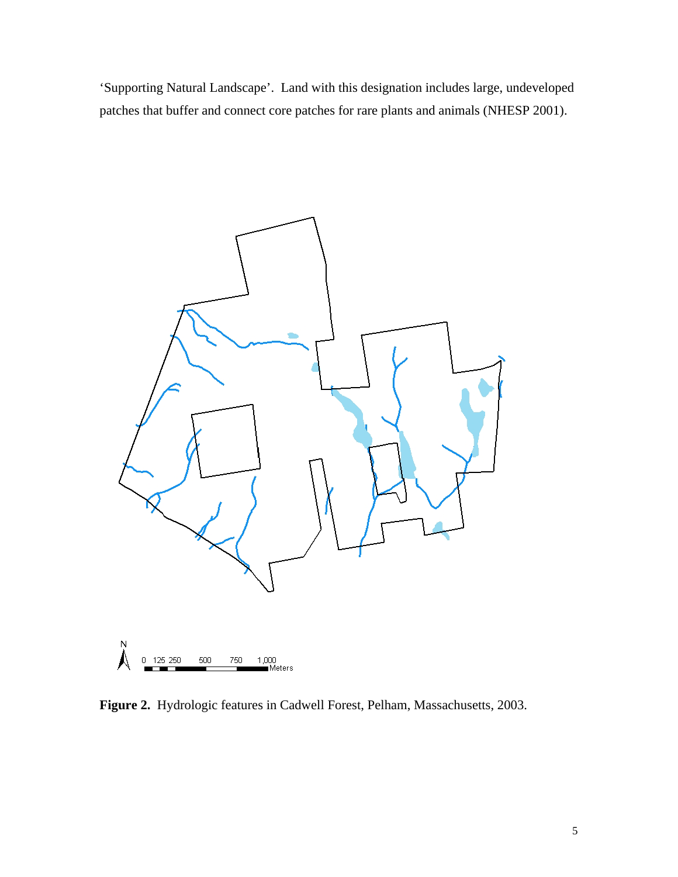'Supporting Natural Landscape'. Land with this designation includes large, undeveloped patches that buffer and connect core patches for rare plants and animals (NHESP 2001).

**Figure 2.** Hydrologic features in Cadwell Forest, Pelham, Massachusetts, 2003.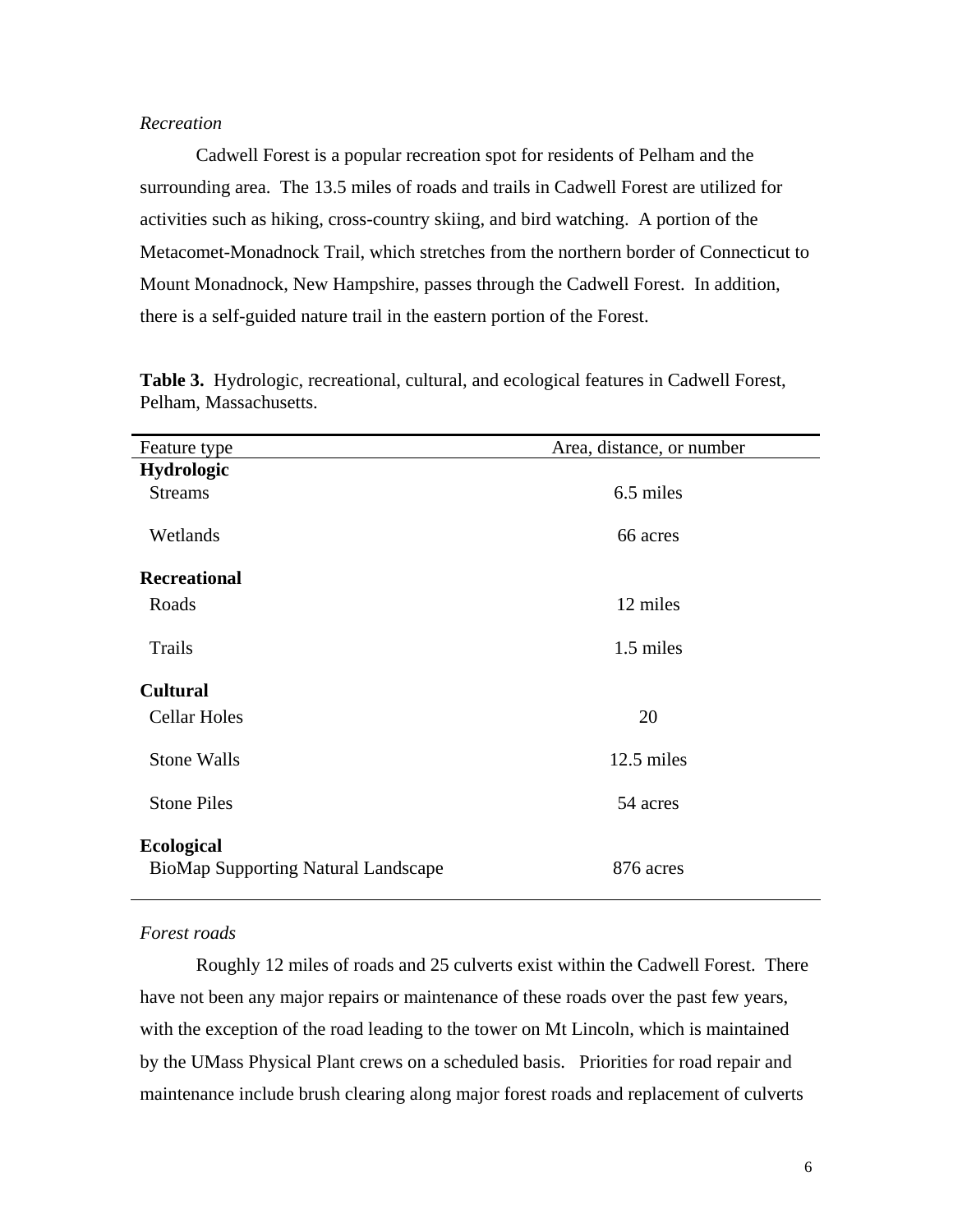*Recreation*

Cadwell Forest is a popular recreation spot for residents of Pelham and the surrounding area. The 13.5 miles of roads and trails in Cadwell Forest are utilized for activities such as hiking, cross-country skiing, and bird watching. A portion of the Metacomet-Monadnock Trail, which stretches from the northern border of Connecticut to Mount Monadnock, New Hampshire, passes through the Cadwell Forest. In addition, there is a self-guided nature trail in the eastern portion of the Forest.

**Table 3.** Hydrologic, recreational, cultural, and ecological features in Cadwell Forest, Pelham, Massachusetts.

| Feature type | Area, distance, or number |
|---|---|
| **Hydrologic** | |
| Streams | 6.5 miles |
| Wetlands | 66 acres |
| **Recreational** | |
| Roads | 12 miles |
| Trails | 1.5 miles |
| **Cultural** | |
| Cellar Holes | 20 |
| Stone Walls | 12.5 miles |
| Stone Piles | 54 acres |
| **Ecological** | |
| BioMap Supporting Natural Landscape | 876 acres |

*Forest roads*

Roughly 12 miles of roads and 25 culverts exist within the Cadwell Forest. There have not been any major repairs or maintenance of these roads over the past few years, with the exception of the road leading to the tower on Mt Lincoln, which is maintained by the UMass Physical Plant crews on a scheduled basis. Priorities for road repair and maintenance include brush clearing along major forest roads and replacement of culverts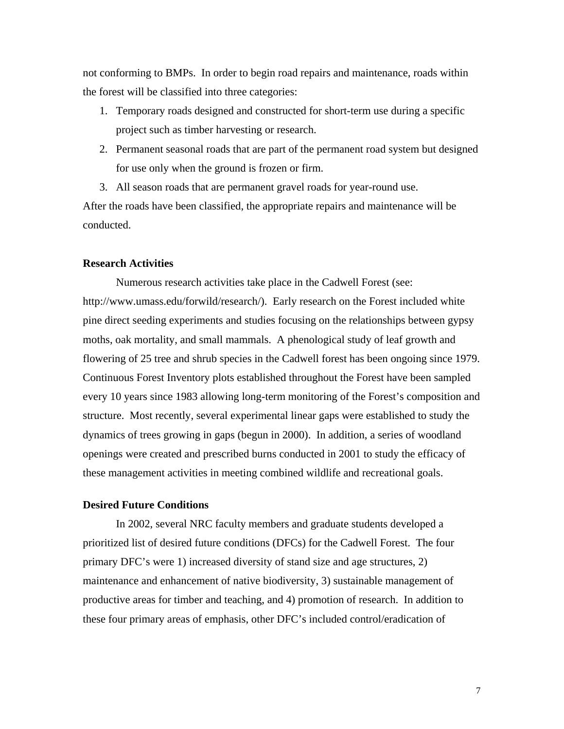not conforming to BMPs. In order to begin road repairs and maintenance, roads within the forest will be classified into three categories:

1. Temporary roads designed and constructed for short-term use during a specific project such as timber harvesting or research.
2. Permanent seasonal roads that are part of the permanent road system but designed for use only when the ground is frozen or firm.
3. All season roads that are permanent gravel roads for year-round use.

After the roads have been classified, the appropriate repairs and maintenance will be conducted.

**Research Activities**

Numerous research activities take place in the Cadwell Forest (see: http://www.umass.edu/forwild/research/). Early research on the Forest included white pine direct seeding experiments and studies focusing on the relationships between gypsy moths, oak mortality, and small mammals. A phenological study of leaf growth and flowering of 25 tree and shrub species in the Cadwell forest has been ongoing since 1979. Continuous Forest Inventory plots established throughout the Forest have been sampled every 10 years since 1983 allowing long-term monitoring of the Forest's composition and structure. Most recently, several experimental linear gaps were established to study the dynamics of trees growing in gaps (begun in 2000). In addition, a series of woodland openings were created and prescribed burns conducted in 2001 to study the efficacy of these management activities in meeting combined wildlife and recreational goals.

**Desired Future Conditions**

In 2002, several NRC faculty members and graduate students developed a prioritized list of desired future conditions (DFCs) for the Cadwell Forest. The four primary DFC's were 1) increased diversity of stand size and age structures, 2) maintenance and enhancement of native biodiversity, 3) sustainable management of productive areas for timber and teaching, and 4) promotion of research. In addition to these four primary areas of emphasis, other DFC's included control/eradication of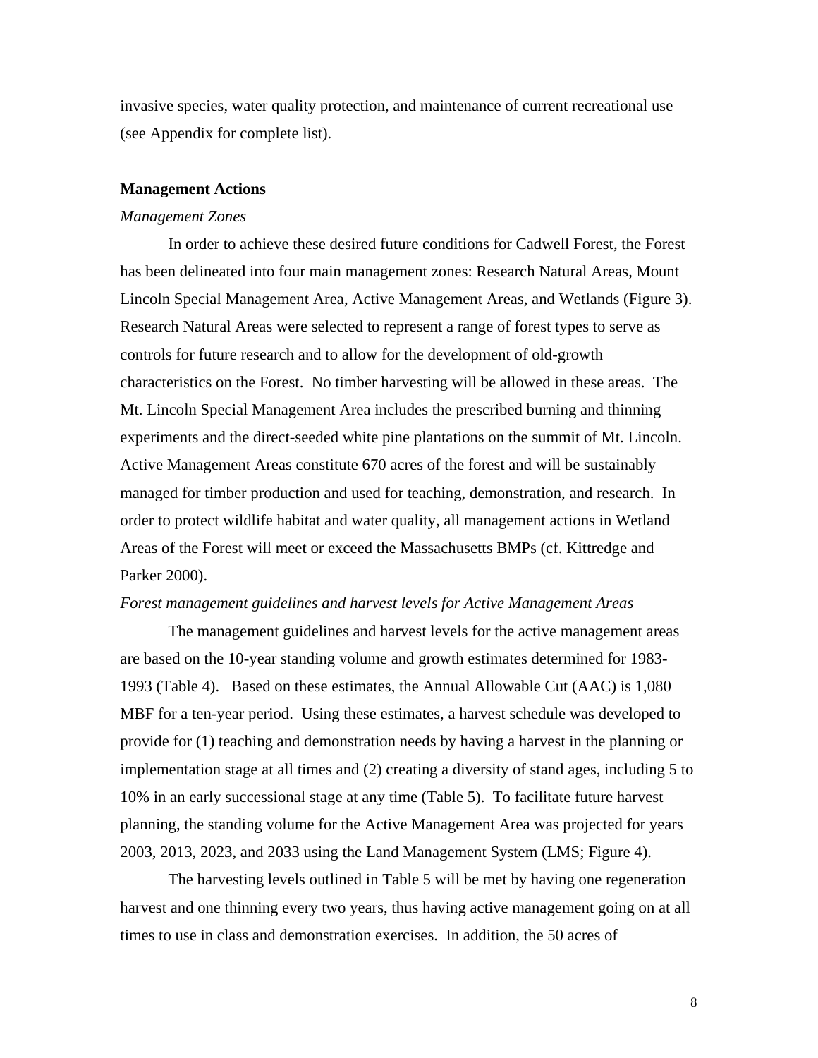invasive species, water quality protection, and maintenance of current recreational use (see Appendix for complete list).

**Management Actions**

*Management Zones*

In order to achieve these desired future conditions for Cadwell Forest, the Forest has been delineated into four main management zones: Research Natural Areas, Mount Lincoln Special Management Area, Active Management Areas, and Wetlands (Figure 3). Research Natural Areas were selected to represent a range of forest types to serve as controls for future research and to allow for the development of old-growth characteristics on the Forest. No timber harvesting will be allowed in these areas. The Mt. Lincoln Special Management Area includes the prescribed burning and thinning experiments and the direct-seeded white pine plantations on the summit of Mt. Lincoln. Active Management Areas constitute 670 acres of the forest and will be sustainably managed for timber production and used for teaching, demonstration, and research. In order to protect wildlife habitat and water quality, all management actions in Wetland Areas of the Forest will meet or exceed the Massachusetts BMPs (cf. Kittredge and Parker 2000).

*Forest management guidelines and harvest levels for Active Management Areas*

The management guidelines and harvest levels for the active management areas are based on the 10-year standing volume and growth estimates determined for 1983-1993 (Table 4). Based on these estimates, the Annual Allowable Cut (AAC) is 1,080 MBF for a ten-year period. Using these estimates, a harvest schedule was developed to provide for (1) teaching and demonstration needs by having a harvest in the planning or implementation stage at all times and (2) creating a diversity of stand ages, including 5 to 10% in an early successional stage at any time (Table 5). To facilitate future harvest planning, the standing volume for the Active Management Area was projected for years 2003, 2013, 2023, and 2033 using the Land Management System (LMS; Figure 4).

The harvesting levels outlined in Table 5 will be met by having one regeneration harvest and one thinning every two years, thus having active management going on at all times to use in class and demonstration exercises. In addition, the 50 acres of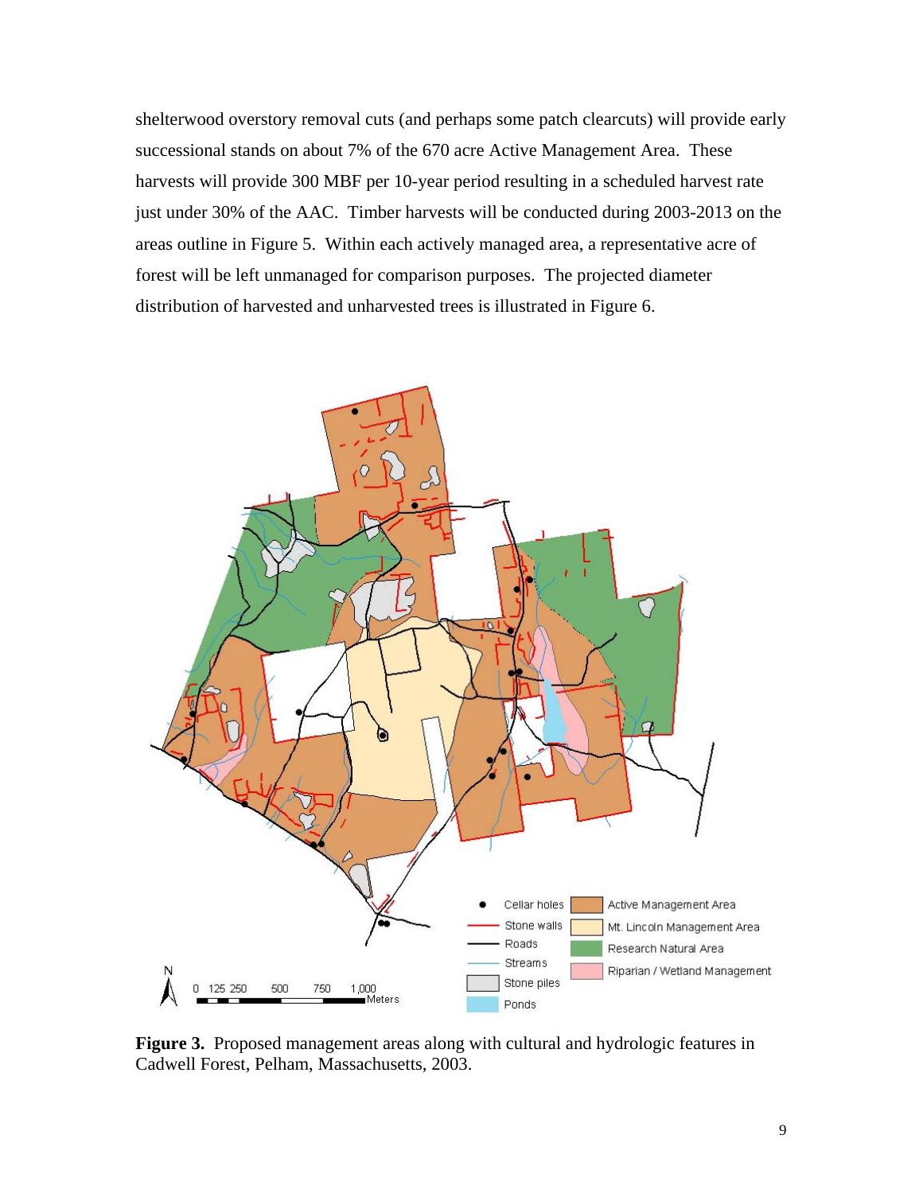shelterwood overstory removal cuts (and perhaps some patch clearcuts) will provide early successional stands on about 7% of the 670 acre Active Management Area. These harvests will provide 300 MBF per 10-year period resulting in a scheduled harvest rate just under 30% of the AAC. Timber harvests will be conducted during 2003-2013 on the areas outline in Figure 5. Within each actively managed area, a representative acre of forest will be left unmanaged for comparison purposes. The projected diameter distribution of harvested and unharvested trees is illustrated in Figure 6.

**Figure 3.** Proposed management areas along with cultural and hydrologic features in Cadwell Forest, Pelham, Massachusetts, 2003.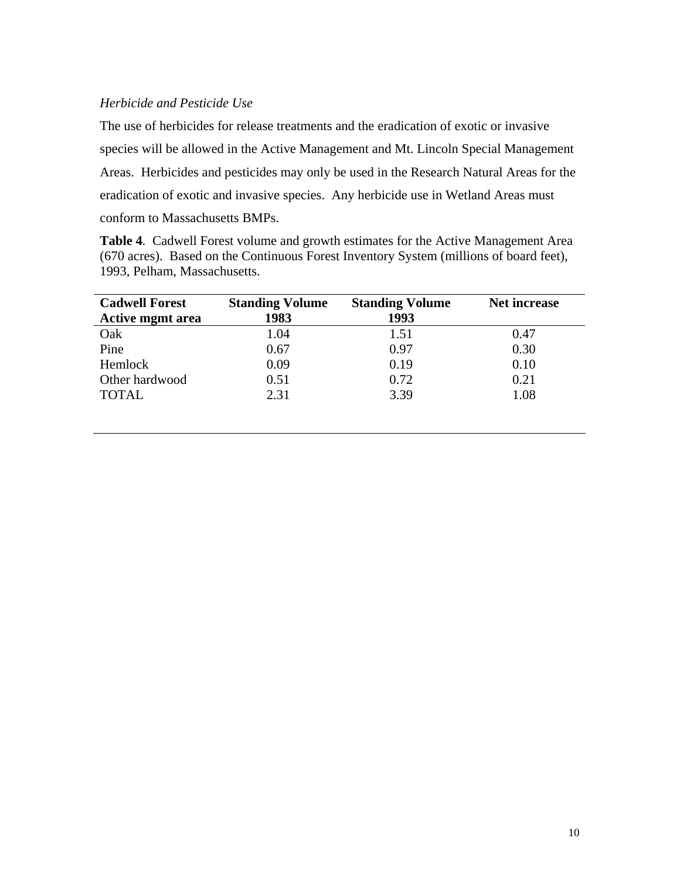*Herbicide and Pesticide Use*

The use of herbicides for release treatments and the eradication of exotic or invasive species will be allowed in the Active Management and Mt. Lincoln Special Management Areas. Herbicides and pesticides may only be used in the Research Natural Areas for the eradication of exotic and invasive species. Any herbicide use in Wetland Areas must conform to Massachusetts BMPs.

**Table 4**. Cadwell Forest volume and growth estimates for the Active Management Area (670 acres). Based on the Continuous Forest Inventory System (millions of board feet), 1993, Pelham, Massachusetts.

| Cadwell Forest Active mgmt area | Standing Volume 1983 | Standing Volume 1993 | Net increase |
|---|---|---|---|
| Oak | 1.04 | 1.51 | 0.47 |
| Pine | 0.67 | 0.97 | 0.30 |
| Hemlock | 0.09 | 0.19 | 0.10 |
| Other hardwood | 0.51 | 0.72 | 0.21 |
| TOTAL | 2.31 | 3.39 | 1.08 |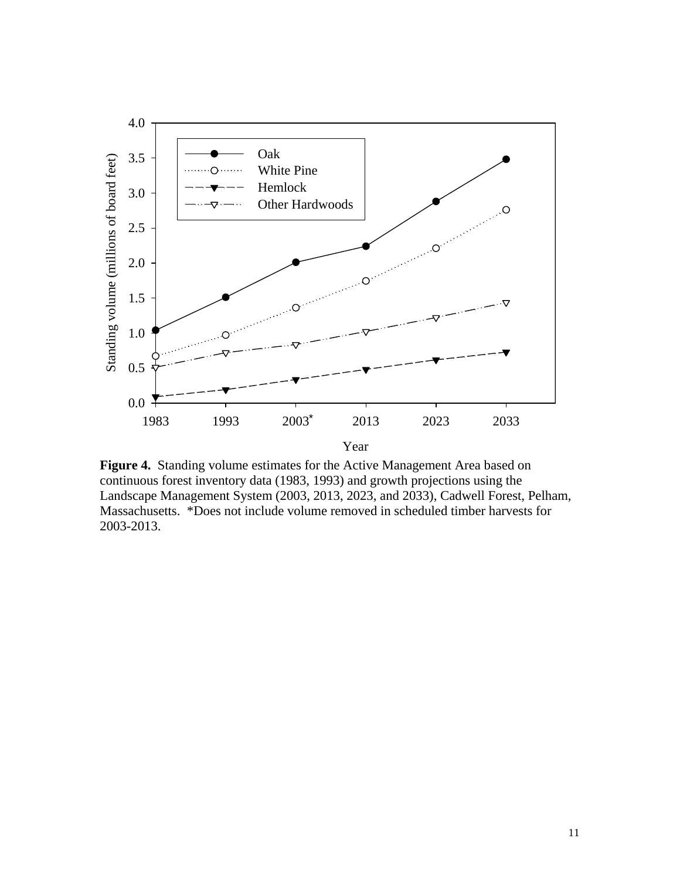**Figure 4.** Standing volume estimates for the Active Management Area based on continuous forest inventory data (1983, 1993) and growth projections using the Landscape Management System (2003, 2013, 2023, and 2033), Cadwell Forest, Pelham, Massachusetts. *Does not include volume removed in scheduled timber harvests for 2003-2013.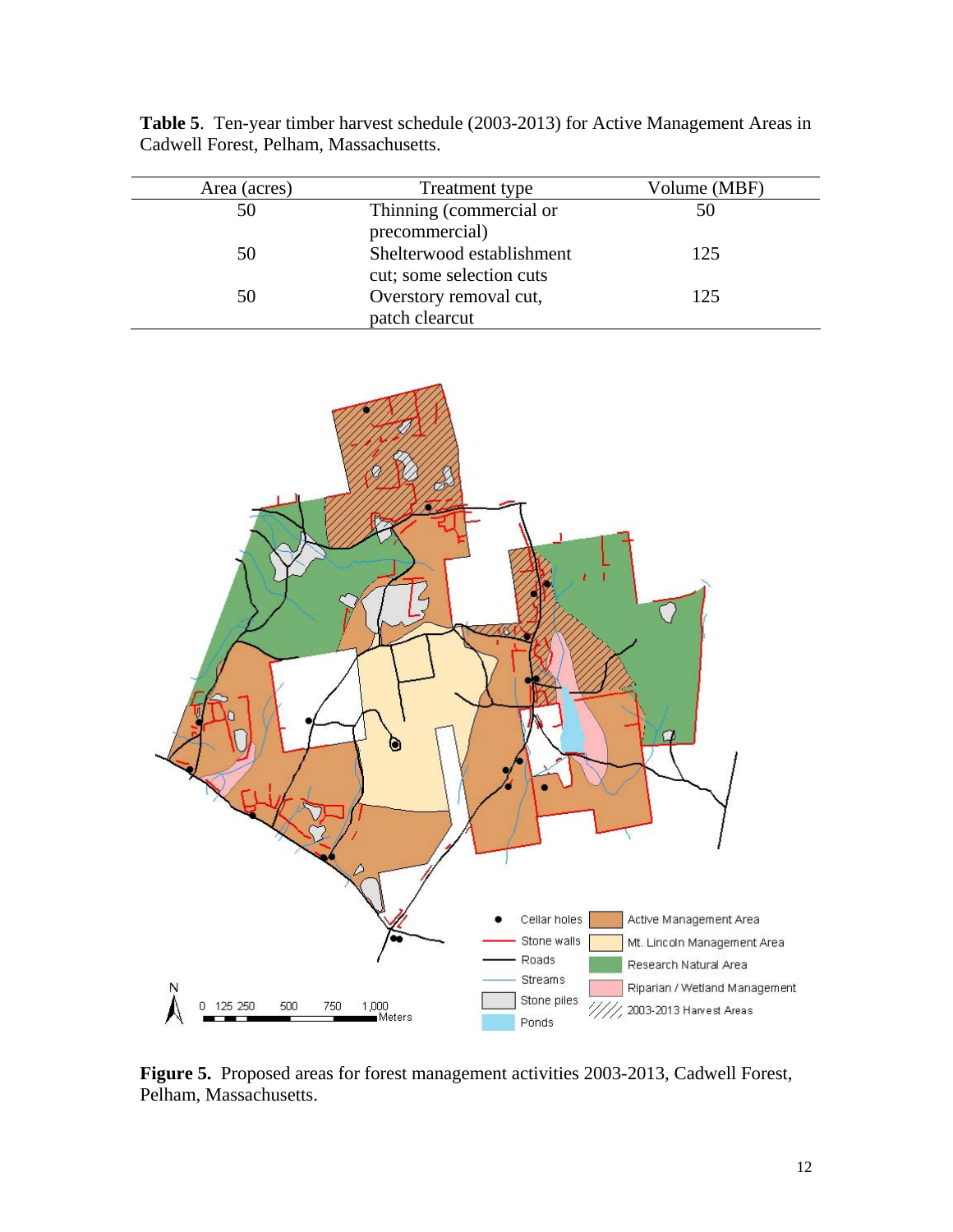**Table 5**. Ten-year timber harvest schedule (2003-2013) for Active Management Areas in Cadwell Forest, Pelham, Massachusetts.

| Area (acres) | Treatment type | Volume (MBF) |
|---|---|---|
| 50 | Thinning (commercial or precommercial) | 50 |
| 50 | Shelterwood establishment cut; some selection cuts | 125 |
| 50 | Overstory removal cut, patch clearcut | 125 |

**Figure 5.** Proposed areas for forest management activities 2003-2013, Cadwell Forest, Pelham, Massachusetts.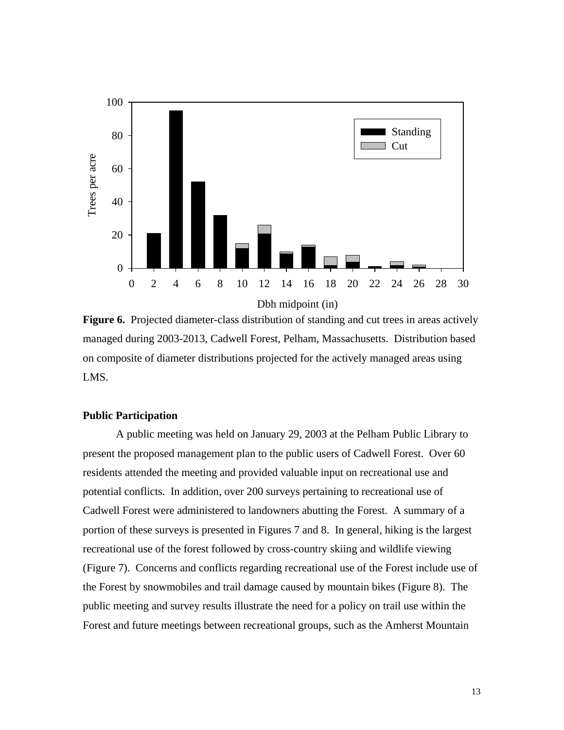**Figure 6.** Projected diameter-class distribution of standing and cut trees in areas actively managed during 2003-2013, Cadwell Forest, Pelham, Massachusetts. Distribution based on composite of diameter distributions projected for the actively managed areas using LMS.

**Public Participation**

A public meeting was held on January 29, 2003 at the Pelham Public Library to present the proposed management plan to the public users of Cadwell Forest. Over 60 residents attended the meeting and provided valuable input on recreational use and potential conflicts. In addition, over 200 surveys pertaining to recreational use of Cadwell Forest were administered to landowners abutting the Forest. A summary of a portion of these surveys is presented in Figures 7 and 8. In general, hiking is the largest recreational use of the forest followed by cross-country skiing and wildlife viewing (Figure 7). Concerns and conflicts regarding recreational use of the Forest include use of the Forest by snowmobiles and trail damage caused by mountain bikes (Figure 8). The public meeting and survey results illustrate the need for a policy on trail use within the Forest and future meetings between recreational groups, such as the Amherst Mountain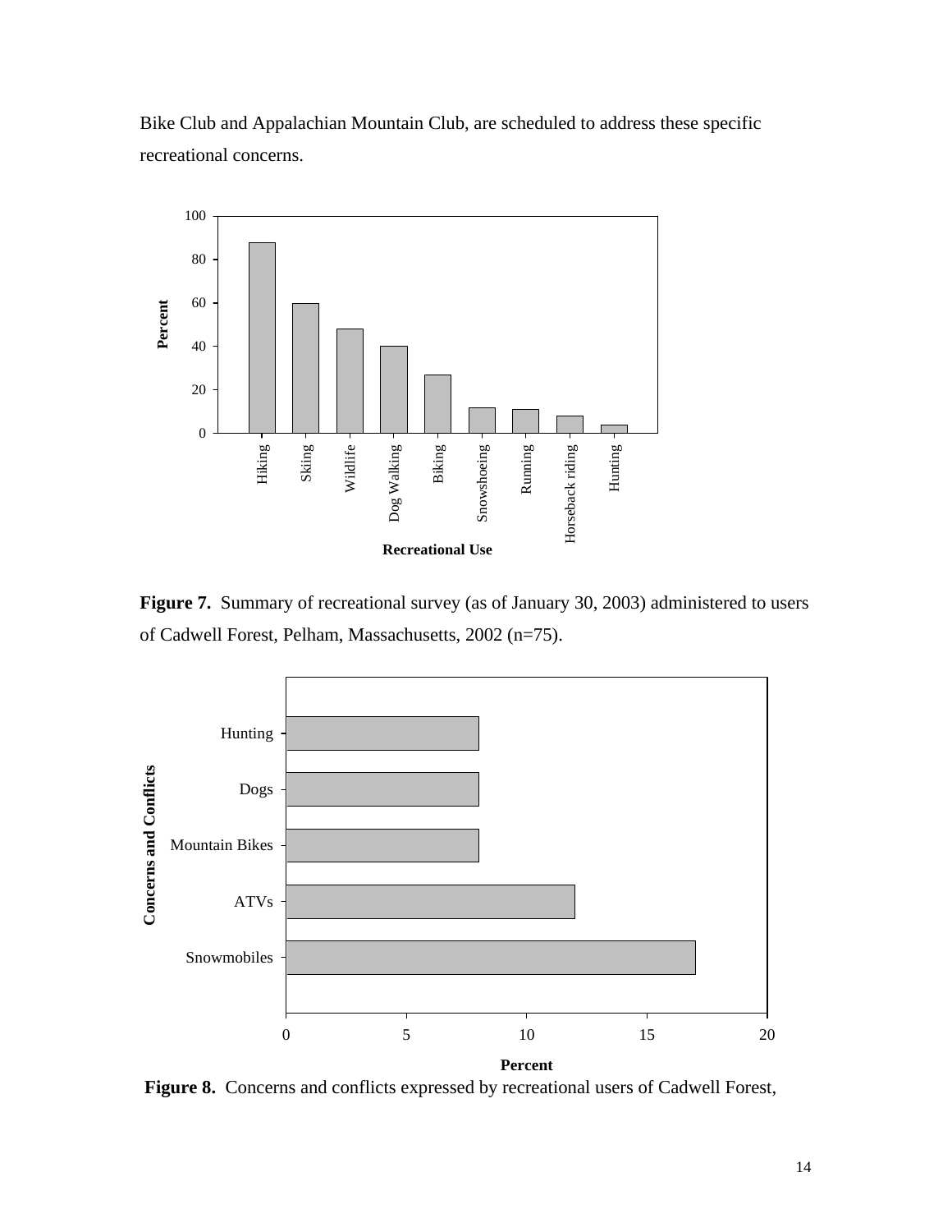Bike Club and Appalachian Mountain Club, are scheduled to address these specific recreational concerns.

**Figure 7.** Summary of recreational survey (as of January 30, 2003) administered to users of Cadwell Forest, Pelham, Massachusetts, 2002 (n=75).

**Figure 8.** Concerns and conflicts expressed by recreational users of Cadwell Forest,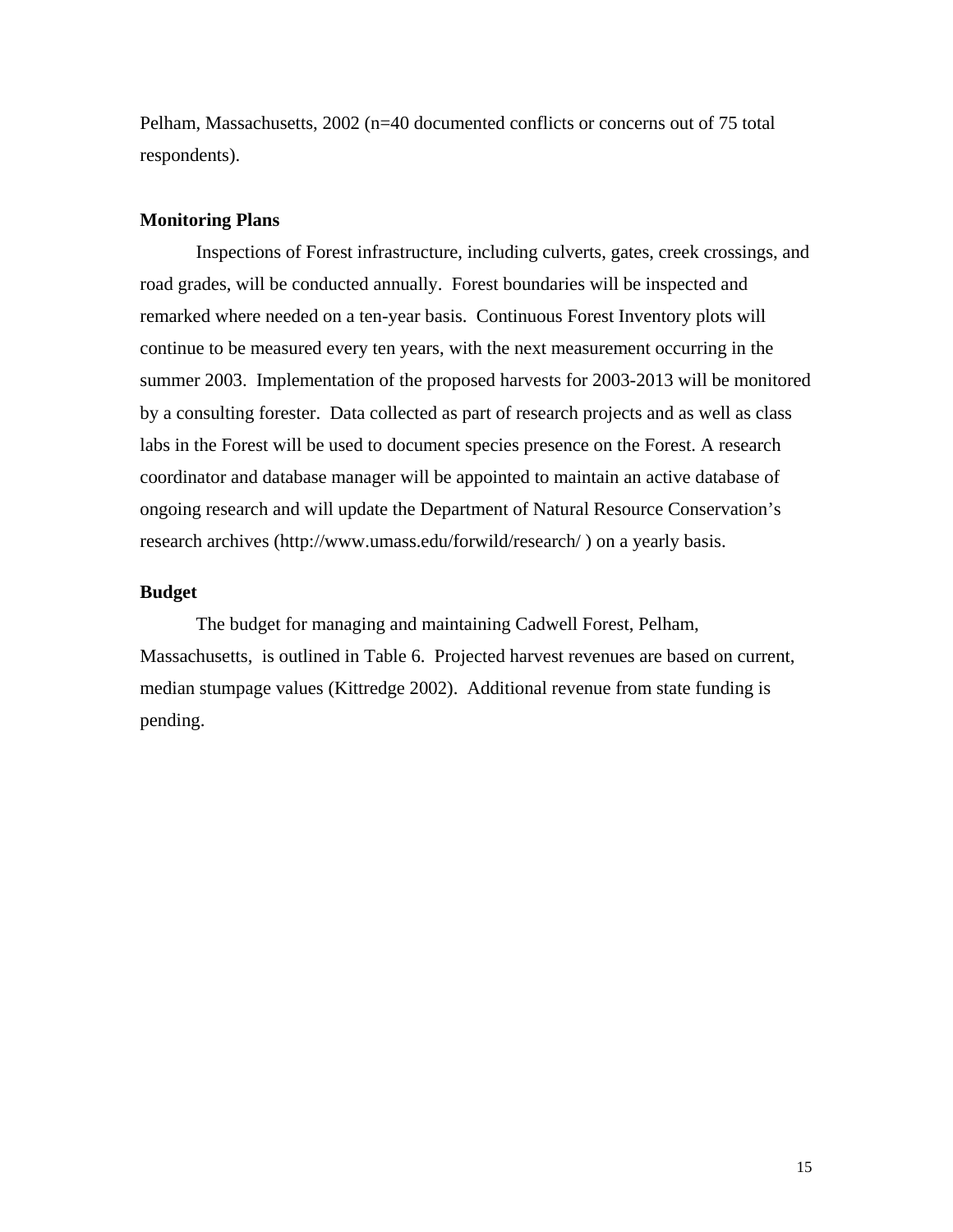Pelham, Massachusetts, 2002 (n=40 documented conflicts or concerns out of 75 total respondents).

**Monitoring Plans**

Inspections of Forest infrastructure, including culverts, gates, creek crossings, and road grades, will be conducted annually. Forest boundaries will be inspected and remarked where needed on a ten-year basis. Continuous Forest Inventory plots will continue to be measured every ten years, with the next measurement occurring in the summer 2003. Implementation of the proposed harvests for 2003-2013 will be monitored by a consulting forester. Data collected as part of research projects and as well as class labs in the Forest will be used to document species presence on the Forest. A research coordinator and database manager will be appointed to maintain an active database of ongoing research and will update the Department of Natural Resource Conservation's research archives (http://www.umass.edu/forwild/research/ ) on a yearly basis.

**Budget**

The budget for managing and maintaining Cadwell Forest, Pelham, Massachusetts, is outlined in Table 6. Projected harvest revenues are based on current, median stumpage values (Kittredge 2002). Additional revenue from state funding is pending.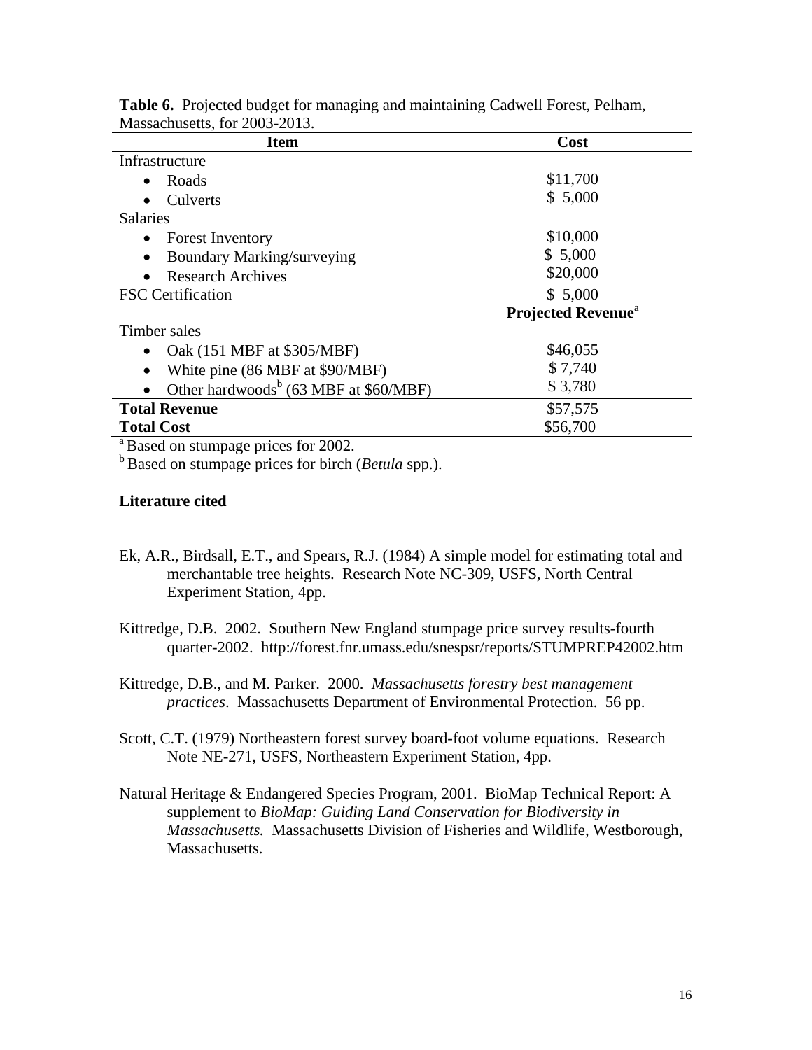**Table 6.** Projected budget for managing and maintaining Cadwell Forest, Pelham, Massachusetts, for 2003-2013.

| Item | Cost |
|---|---|
| Infrastructure | |
| • Roads | \$11,700 |
| • Culverts | \$ 5,000 |
| Salaries | |
| • Forest Inventory | \$10,000 |
| • Boundary Marking/surveying | \$ 5,000 |
| • Research Archives | \$20,000 |
| FSC Certification | \$ 5,000 |
| | **Projected Revenue**[a] |
| Timber sales | |
| • Oak (151 MBF at \$305/MBF) | \$46,055 |
| • White pine (86 MBF at \$90/MBF) | \$ 7,740 |
| • Other hardwoods[b] (63 MBF at \$60/MBF) | \$ 3,780 |
| **Total Revenue** | \$57,575 |
| **Total Cost** | \$56,700 |

[a] Based on stumpage prices for 2002.
[b] Based on stumpage prices for birch (*Betula* spp.).

**Literature cited**

Ek, A.R., Birdsall, E.T., and Spears, R.J. (1984) A simple model for estimating total and merchantable tree heights. Research Note NC-309, USFS, North Central Experiment Station, 4pp.

Kittredge, D.B. 2002. Southern New England stumpage price survey results-fourth quarter-2002. http://forest.fnr.umass.edu/snespsr/reports/STUMPREP42002.htm

Kittredge, D.B., and M. Parker. 2000. *Massachusetts forestry best management practices*. Massachusetts Department of Environmental Protection. 56 pp.

Scott, C.T. (1979) Northeastern forest survey board-foot volume equations. Research Note NE-271, USFS, Northeastern Experiment Station, 4pp.

Natural Heritage & Endangered Species Program, 2001. BioMap Technical Report: A supplement to *BioMap: Guiding Land Conservation for Biodiversity in Massachusetts.* Massachusetts Division of Fisheries and Wildlife, Westborough, Massachusetts.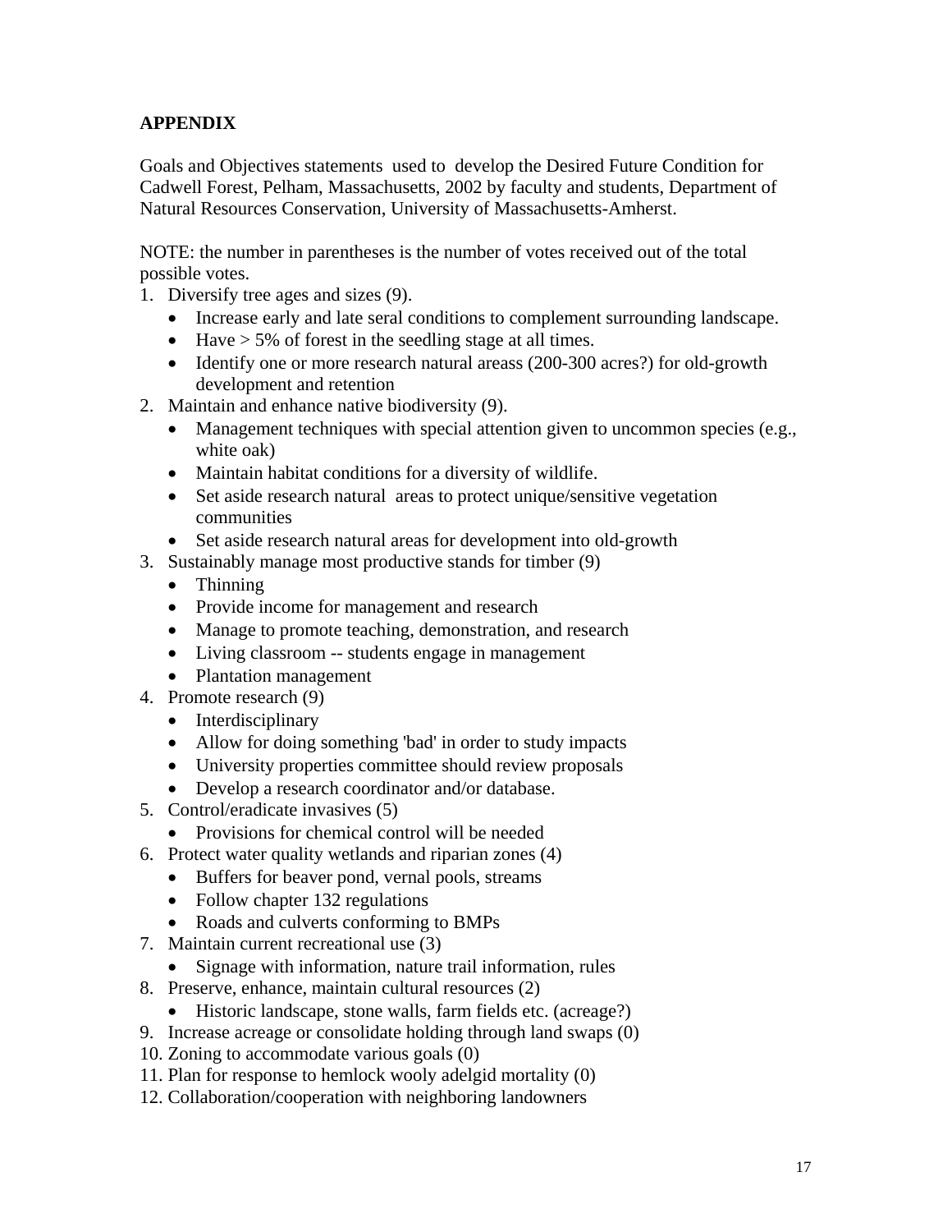**APPENDIX**

Goals and Objectives statements used to develop the Desired Future Condition for Cadwell Forest, Pelham, Massachusetts, 2002 by faculty and students, Department of Natural Resources Conservation, University of Massachusetts-Amherst.

NOTE: the number in parentheses is the number of votes received out of the total possible votes.

1. Diversify tree ages and sizes (9).
   - Increase early and late seral conditions to complement surrounding landscape.
   - Have > 5% of forest in the seedling stage at all times.
   - Identify one or more research natural areass (200-300 acres?) for old-growth development and retention
2. Maintain and enhance native biodiversity (9).
   - Management techniques with special attention given to uncommon species (e.g., white oak)
   - Maintain habitat conditions for a diversity of wildlife.
   - Set aside research natural areas to protect unique/sensitive vegetation communities
   - Set aside research natural areas for development into old-growth
3. Sustainably manage most productive stands for timber (9)
   - Thinning
   - Provide income for management and research
   - Manage to promote teaching, demonstration, and research
   - Living classroom -- students engage in management
   - Plantation management
4. Promote research (9)
   - Interdisciplinary
   - Allow for doing something 'bad' in order to study impacts
   - University properties committee should review proposals
   - Develop a research coordinator and/or database.
5. Control/eradicate invasives (5)
   - Provisions for chemical control will be needed
6. Protect water quality wetlands and riparian zones (4)
   - Buffers for beaver pond, vernal pools, streams
   - Follow chapter 132 regulations
   - Roads and culverts conforming to BMPs
7. Maintain current recreational use (3)
   - Signage with information, nature trail information, rules
8. Preserve, enhance, maintain cultural resources (2)
   - Historic landscape, stone walls, farm fields etc. (acreage?)
9. Increase acreage or consolidate holding through land swaps (0)
10. Zoning to accommodate various goals (0)
11. Plan for response to hemlock wooly adelgid mortality (0)
12. Collaboration/cooperation with neighboring landowners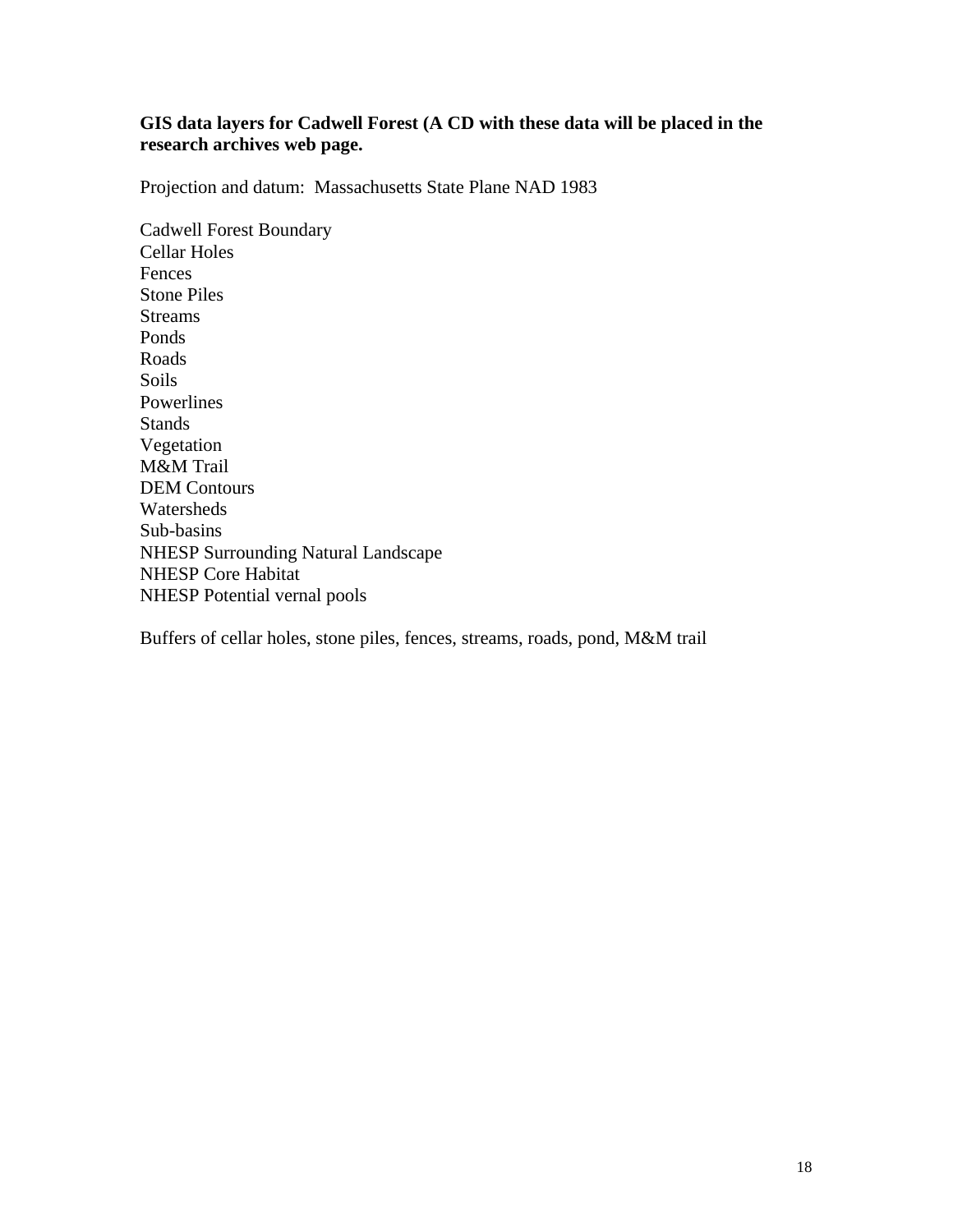**GIS data layers for Cadwell Forest (A CD with these data will be placed in the research archives web page.**

Projection and datum: Massachusetts State Plane NAD 1983

Cadwell Forest Boundary
Cellar Holes
Fences
Stone Piles
Streams
Ponds
Roads
Soils
Powerlines
Stands
Vegetation
M&M Trail
DEM Contours
Watersheds
Sub-basins
NHESP Surrounding Natural Landscape
NHESP Core Habitat
NHESP Potential vernal pools

Buffers of cellar holes, stone piles, fences, streams, roads, pond, M&M trail